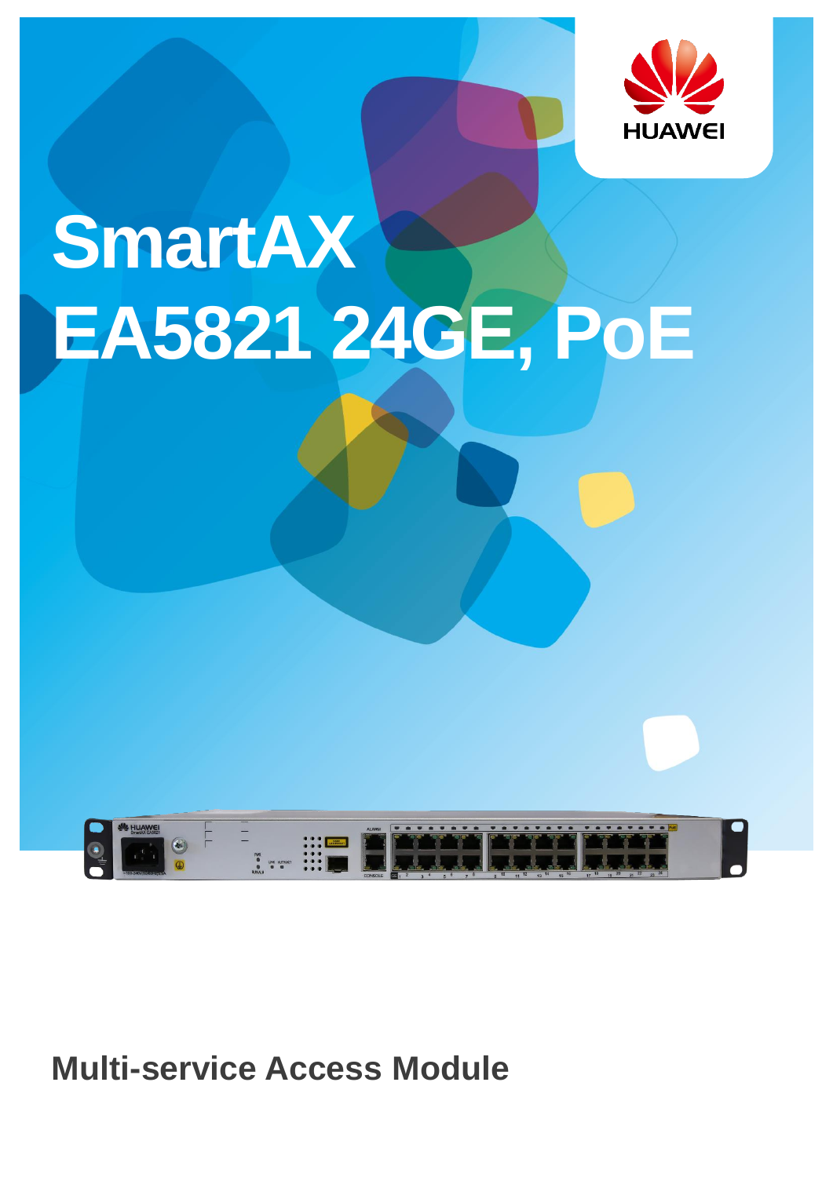# SmartAX EA5821 24GE, PoE

## Multi-service Access Module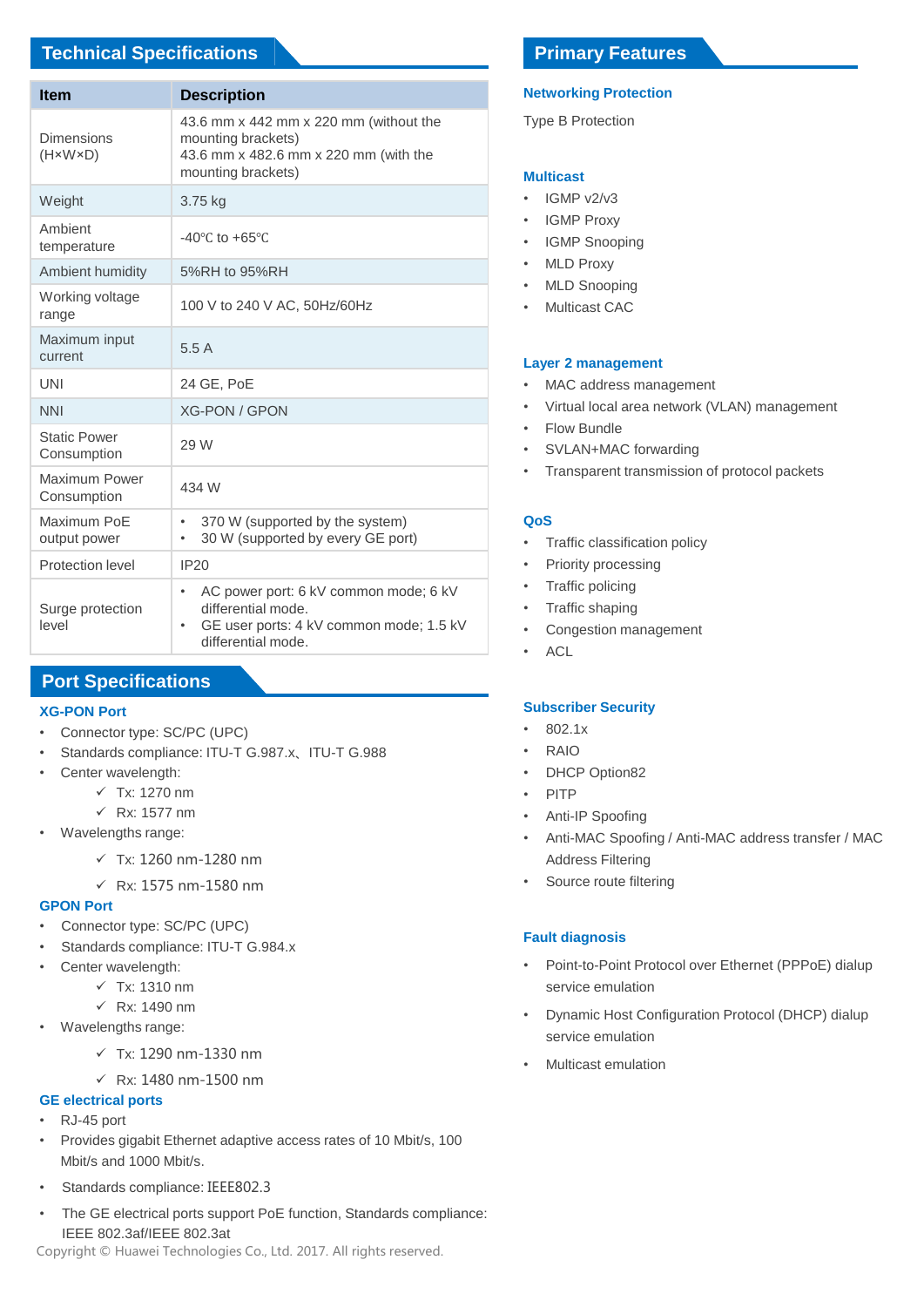## Technical Specifications

| Item | Description |
|---|---|
| Dimensions (H×W×D) | 43.6 mm x 442 mm x 220 mm (without the mounting brackets)<br>43.6 mm x 482.6 mm x 220 mm (with the mounting brackets) |
| Weight | 3.75 kg |
| Ambient temperature | -40℃ to +65℃ |
| Ambient humidity | 5%RH to 95%RH |
| Working voltage range | 100 V to 240 V AC, 50Hz/60Hz |
| Maximum input current | 5.5 A |
| UNI | 24 GE, PoE |
| NNI | XG-PON / GPON |
| Static Power Consumption | 29 W |
| Maximum Power Consumption | 434 W |
| Maximum PoE output power | • 370 W (supported by the system)<br>• 30 W (supported by every GE port) |
| Protection level | IP20 |
| Surge protection level | • AC power port: 6 kV common mode; 6 kV differential mode.<br>• GE user ports: 4 kV common mode; 1.5 kV differential mode. |

## Port Specifications

### XG-PON Port

- Connector type: SC/PC (UPC)
- Standards compliance: ITU-T G.987.x、ITU-T G.988
- Center wavelength:
  - ✓ Tx: 1270 nm
  - ✓ Rx: 1577 nm
- Wavelengths range:
  - ✓ Tx: 1260 nm-1280 nm
  - ✓ Rx: 1575 nm-1580 nm

### GPON Port

- Connector type: SC/PC (UPC)
- Standards compliance: ITU-T G.984.x
- Center wavelength:
  - ✓ Tx: 1310 nm
  - ✓ Rx: 1490 nm
- Wavelengths range:
  - ✓ Tx: 1290 nm-1330 nm
  - ✓ Rx: 1480 nm-1500 nm

### GE electrical ports

- RJ-45 port
- Provides gigabit Ethernet adaptive access rates of 10 Mbit/s, 100 Mbit/s and 1000 Mbit/s.
- Standards compliance: IEEE802.3
- The GE electrical ports support PoE function, Standards compliance: IEEE 802.3af/IEEE 802.3at

## Primary Features

### Networking Protection

Type B Protection

### Multicast

- IGMP v2/v3
- IGMP Proxy
- IGMP Snooping
- MLD Proxy
- MLD Snooping
- Multicast CAC

### Layer 2 management

- MAC address management
- Virtual local area network (VLAN) management
- Flow Bundle
- SVLAN+MAC forwarding
- Transparent transmission of protocol packets

### QoS

- Traffic classification policy
- Priority processing
- Traffic policing
- Traffic shaping
- Congestion management
- ACL

### Subscriber Security

- 802.1x
- RAIO
- DHCP Option82
- PITP
- Anti-IP Spoofing
- Anti-MAC Spoofing / Anti-MAC address transfer / MAC Address Filtering
- Source route filtering

### Fault diagnosis

- Point-to-Point Protocol over Ethernet (PPPoE) dialup service emulation
- Dynamic Host Configuration Protocol (DHCP) dialup service emulation
- Multicast emulation

Copyright © Huawei Technologies Co., Ltd. 2017. All rights reserved.